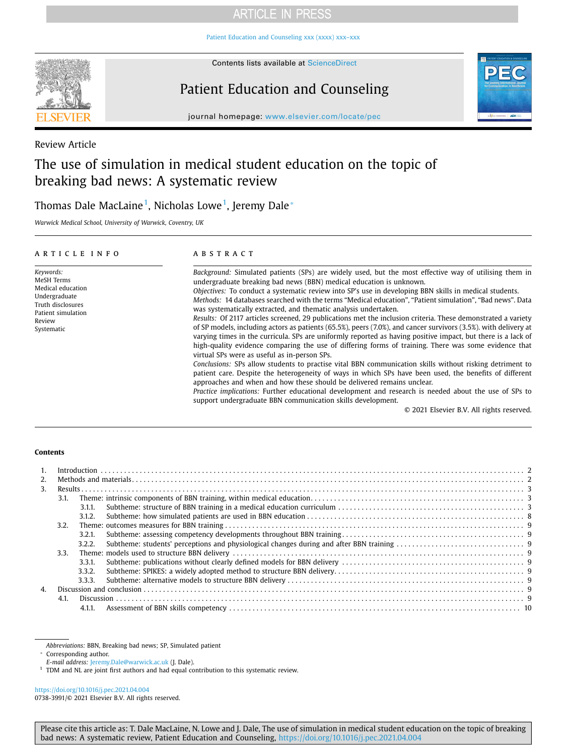ARTICLE IN PRESS

Contents lists available at ScienceDirect

# Patient Education and Counseling

journal homepage: www.elsevier.com/locate/pec

Review Article

# The use of simulation in medical student education on the topic of breaking bad news: A systematic review

Thomas Dale MacLaine[1], Nicholas Lowe[1], Jeremy Dale*

*Warwick Medical School, University of Warwick, Coventry, UK*

## ARTICLE INFO

*Keywords:*
MeSH Terms
Medical education
Undergraduate
Truth disclosures
Patient simulation
Review
Systematic

## ABSTRACT

*Background:* Simulated patients (SPs) are widely used, but the most effective way of utilising them in undergraduate breaking bad news (BBN) medical education is unknown.

*Objectives:* To conduct a systematic review into SP's use in developing BBN skills in medical students.

*Methods:* 14 databases searched with the terms "Medical education", "Patient simulation", "Bad news". Data was systematically extracted, and thematic analysis undertaken.

*Results:* Of 2117 articles screened, 29 publications met the inclusion criteria. These demonstrated a variety of SP models, including actors as patients (65.5%), peers (7.0%), and cancer survivors (3.5%). with delivery at varying times in the curricula. SPs are uniformly reported as having positive impact, but there is a lack of high-quality evidence comparing the use of differing forms of training. There was some evidence that virtual SPs were as useful as in-person SPs.

*Conclusions:* SPs allow students to practise vital BBN communication skills without risking detriment to patient care. Despite the heterogeneity of ways in which SPs have been used, the benefits of different approaches and when and how these should be delivered remains unclear.

*Practice implications:* Further educational development and research is needed about the use of SPs to support undergraduate BBN communication skills development.

© 2021 Elsevier B.V. All rights reserved.

**Contents**

1. Introduction . . . 2
2. Methods and materials . . . 2
3. Results . . . 3
   - 3.1. Theme: intrinsic components of BBN training, within medical education . . . 3
     - 3.1.1. Subtheme: structure of BBN training in a medical education curriculum . . . 3
     - 3.1.2. Subtheme: how simulated patients are used in BBN education . . . 8
   - 3.2. Theme: outcomes measures for BBN training . . . 9
     - 3.2.1. Subtheme: assessing competency developments throughout BBN training . . . 9
     - 3.2.2. Subtheme: students' perceptions and physiological changes during and after BBN training . . . 9
   - 3.3. Theme: models used to structure BBN delivery . . . 9
     - 3.3.1. Subtheme: publications without clearly defined models for BBN delivery . . . 9
     - 3.3.2. Subtheme: SPIKES: a widely adopted method to structure BBN delivery . . . 9
     - 3.3.3. Subtheme: alternative models to structure BBN delivery . . . 9
4. Discussion and conclusion . . . 9
   - 4.1. Discussion . . . 9
     - 4.1.1. Assessment of BBN skills competency . . . 10

*Abbreviations:* BBN, Breaking bad news; SP, Simulated patient

* Corresponding author.
*E-mail address:* Jeremy.Dale@warwick.ac.uk (J. Dale).

[1] TDM and NL are joint first authors and had equal contribution to this systematic review.

https://doi.org/10.1016/j.pec.2021.04.004
0738-3991/© 2021 Elsevier B.V. All rights reserved.

Please cite this article as: T. Dale MacLaine, N. Lowe and J. Dale, The use of simulation in medical student education on the topic of breaking bad news: A systematic review, Patient Education and Counseling, https://doi.org/10.1016/j.pec.2021.04.004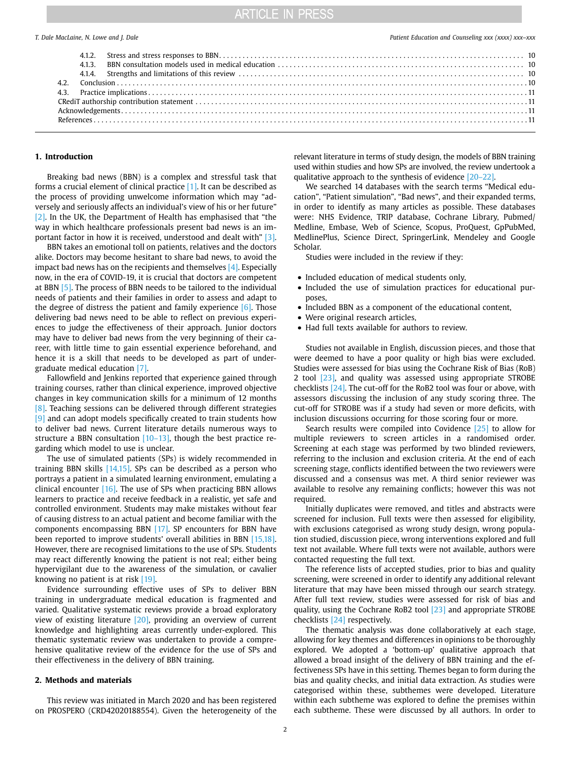4.1.2. Stress and stress responses to BBN . . . 10
4.1.3. BBN consultation models used in medical education . . . 10
4.1.4. Strengths and limitations of this review . . . 10
4.2. Conclusion . . . 10
4.3. Practice implications . . . 11
CRediT authorship contribution statement . . . 11
Acknowledgements . . . 11
References . . . 11

## 1. Introduction

Breaking bad news (BBN) is a complex and stressful task that forms a crucial element of clinical practice [1]. It can be described as the process of providing unwelcome information which may "adversely and seriously affects an individual's view of his or her future" [2]. In the UK, the Department of Health has emphasised that "the way in which healthcare professionals present bad news is an important factor in how it is received, understood and dealt with" [3].

BBN takes an emotional toll on patients, relatives and the doctors alike. Doctors may become hesitant to share bad news, to avoid the impact bad news has on the recipients and themselves [4]. Especially now, in the era of COVID-19, it is crucial that doctors are competent at BBN [5]. The process of BBN needs to be tailored to the individual needs of patients and their families in order to assess and adapt to the degree of distress the patient and family experience [6]. Those delivering bad news need to be able to reflect on previous experiences to judge the effectiveness of their approach. Junior doctors may have to deliver bad news from the very beginning of their career, with little time to gain essential experience beforehand, and hence it is a skill that needs to be developed as part of undergraduate medical education [7].

Fallowfield and Jenkins reported that experience gained through training courses, rather than clinical experience, improved objective changes in key communication skills for a minimum of 12 months [8]. Teaching sessions can be delivered through different strategies [9] and can adopt models specifically created to train students how to deliver bad news. Current literature details numerous ways to structure a BBN consultation [10–13], though the best practice regarding which model to use is unclear.

The use of simulated patients (SPs) is widely recommended in training BBN skills [14,15]. SPs can be described as a person who portrays a patient in a simulated learning environment, emulating a clinical encounter [16]. The use of SPs when practicing BBN allows learners to practice and receive feedback in a realistic, yet safe and controlled environment. Students may make mistakes without fear of causing distress to an actual patient and become familiar with the components encompassing BBN [17]. SP encounters for BBN have been reported to improve students' overall abilities in BBN [15,18]. However, there are recognised limitations to the use of SPs. Students may react differently knowing the patient is not real; either being hypervigilant due to the awareness of the simulation, or cavalier knowing no patient is at risk [19].

Evidence surrounding effective uses of SPs to deliver BBN training in undergraduate medical education is fragmented and varied. Qualitative systematic reviews provide a broad exploratory view of existing literature [20], providing an overview of current knowledge and highlighting areas currently under-explored. This thematic systematic review was undertaken to provide a comprehensive qualitative review of the evidence for the use of SPs and their effectiveness in the delivery of BBN training.

## 2. Methods and materials

This review was initiated in March 2020 and has been registered on PROSPERO (CRD42020188554). Given the heterogeneity of the relevant literature in terms of study design, the models of BBN training used within studies and how SPs are involved, the review undertook a qualitative approach to the synthesis of evidence [20–22].

We searched 14 databases with the search terms "Medical education", "Patient simulation", "Bad news", and their expanded terms, in order to identify as many articles as possible. These databases were: NHS Evidence, TRIP database, Cochrane Library, Pubmed/Medline, Embase, Web of Science, Scopus, ProQuest, GpPubMed, MedlinePlus, Science Direct, SpringerLink, Mendeley and Google Scholar.

Studies were included in the review if they:

- Included education of medical students only,
- Included the use of simulation practices for educational purposes,
- Included BBN as a component of the educational content,
- Were original research articles,
- Had full texts available for authors to review.

Studies not available in English, discussion pieces, and those that were deemed to have a poor quality or high bias were excluded. Studies were assessed for bias using the Cochrane Risk of Bias (RoB) 2 tool [23], and quality was assessed using appropriate STROBE checklists [24]. The cut-off for the RoB2 tool was four or above, with assessors discussing the inclusion of any study scoring three. The cut-off for STROBE was if a study had seven or more deficits, with inclusion discussions occurring for those scoring four or more.

Search results were compiled into Covidence [25] to allow for multiple reviewers to screen articles in a randomised order. Screening at each stage was performed by two blinded reviewers, referring to the inclusion and exclusion criteria. At the end of each screening stage, conflicts identified between the two reviewers were discussed and a consensus was met. A third senior reviewer was available to resolve any remaining conflicts; however this was not required.

Initially duplicates were removed, and titles and abstracts were screened for inclusion. Full texts were then assessed for eligibility, with exclusions categorised as wrong study design, wrong population studied, discussion piece, wrong interventions explored and full text not available. Where full texts were not available, authors were contacted requesting the full text.

The reference lists of accepted studies, prior to bias and quality screening, were screened in order to identify any additional relevant literature that may have been missed through our search strategy. After full text review, studies were assessed for risk of bias and quality, using the Cochrane RoB2 tool [23] and appropriate STROBE checklists [24] respectively.

The thematic analysis was done collaboratively at each stage, allowing for key themes and differences in opinions to be thoroughly explored. We adopted a 'bottom-up' qualitative approach that allowed a broad insight of the delivery of BBN training and the effectiveness SPs have in this setting. Themes began to form during the bias and quality checks, and initial data extraction. As studies were categorised within these, subthemes were developed. Literature within each subtheme was explored to define the premises within each subtheme. These were discussed by all authors. In order to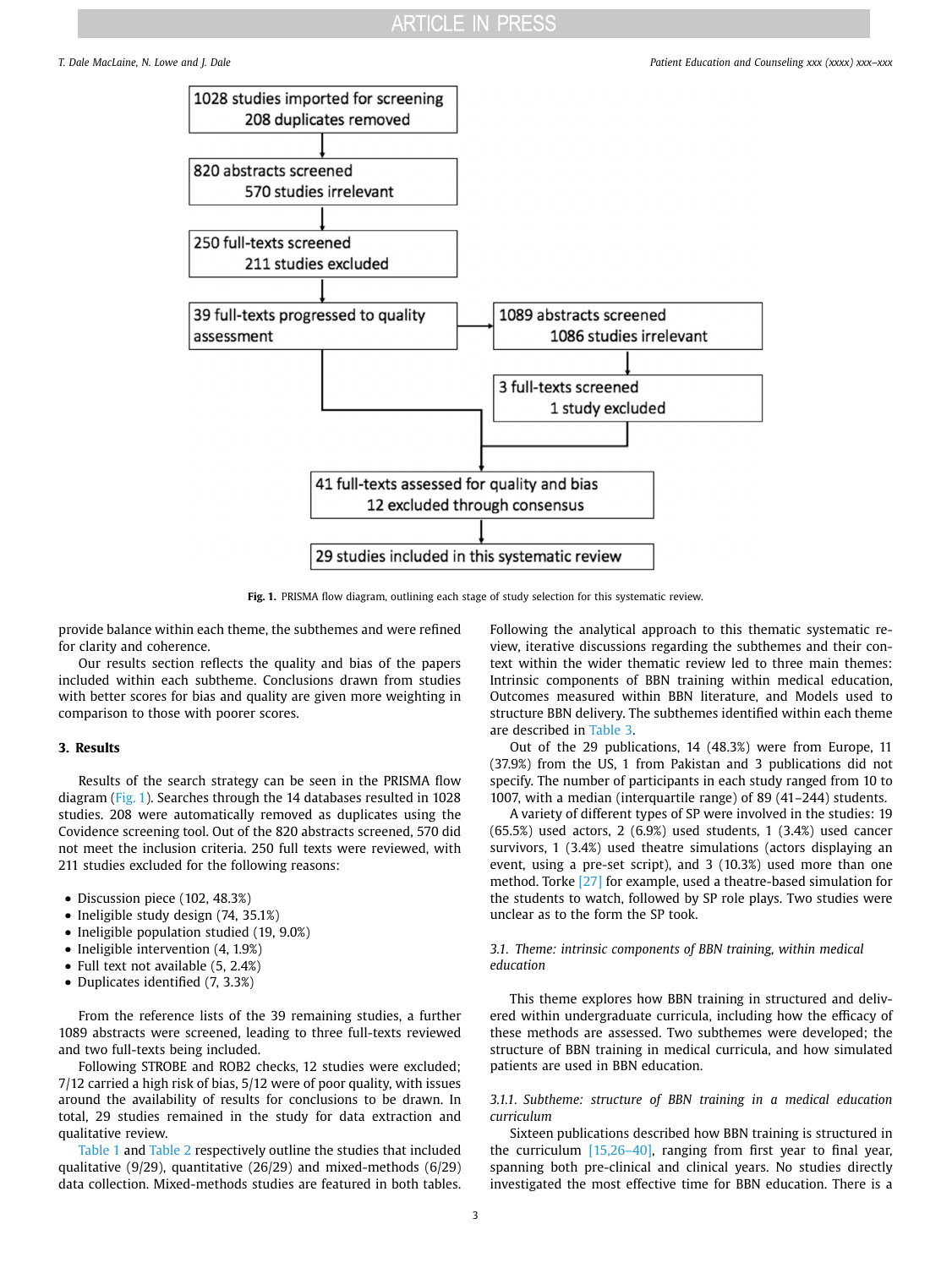1028 studies imported for screening
208 duplicates removed

820 abstracts screened
570 studies irrelevant

250 full-texts screened
211 studies excluded

39 full-texts progressed to quality assessment

1089 abstracts screened
1086 studies irrelevant

3 full-texts screened
1 study excluded

41 full-texts assessed for quality and bias
12 excluded through consensus

29 studies included in this systematic review

**Fig. 1.** PRISMA flow diagram, outlining each stage of study selection for this systematic review.

provide balance within each theme, the subthemes and were refined for clarity and coherence.

Our results section reflects the quality and bias of the papers included within each subtheme. Conclusions drawn from studies with better scores for bias and quality are given more weighting in comparison to those with poorer scores.

## 3. Results

Results of the search strategy can be seen in the PRISMA flow diagram (Fig. 1). Searches through the 14 databases resulted in 1028 studies. 208 were automatically removed as duplicates using the Covidence screening tool. Out of the 820 abstracts screened, 570 did not meet the inclusion criteria. 250 full texts were reviewed, with 211 studies excluded for the following reasons:

- Discussion piece (102, 48.3%)
- Ineligible study design (74, 35.1%)
- Ineligible population studied (19, 9.0%)
- Ineligible intervention (4, 1.9%)
- Full text not available (5, 2.4%)
- Duplicates identified (7, 3.3%)

From the reference lists of the 39 remaining studies, a further 1089 abstracts were screened, leading to three full-texts reviewed and two full-texts being included.

Following STROBE and ROB2 checks, 12 studies were excluded; 7/12 carried a high risk of bias, 5/12 were of poor quality, with issues around the availability of results for conclusions to be drawn. In total, 29 studies remained in the study for data extraction and qualitative review.

Table 1 and Table 2 respectively outline the studies that included qualitative (9/29), quantitative (26/29) and mixed-methods (6/29) data collection. Mixed-methods studies are featured in both tables. Following the analytical approach to this thematic systematic review, iterative discussions regarding the subthemes and their context within the wider thematic review led to three main themes: Intrinsic components of BBN training within medical education, Outcomes measured within BBN literature, and Models used to structure BBN delivery. The subthemes identified within each theme are described in Table 3.

Out of the 29 publications, 14 (48.3%) were from Europe, 11 (37.9%) from the US, 1 from Pakistan and 3 publications did not specify. The number of participants in each study ranged from 10 to 1007, with a median (interquartile range) of 89 (41–244) students.

A variety of different types of SP were involved in the studies: 19 (65.5%) used actors, 2 (6.9%) used students, 1 (3.4%) used cancer survivors, 1 (3.4%) used theatre simulations (actors displaying an event, using a pre-set script), and 3 (10.3%) used more than one method. Torke [27] for example, used a theatre-based simulation for the students to watch, followed by SP role plays. Two studies were unclear as to the form the SP took.

### 3.1. Theme: intrinsic components of BBN training, within medical education

This theme explores how BBN training in structured and delivered within undergraduate curricula, including how the efficacy of these methods are assessed. Two subthemes were developed; the structure of BBN training in medical curricula, and how simulated patients are used in BBN education.

#### 3.1.1. Subtheme: structure of BBN training in a medical education curriculum

Sixteen publications described how BBN training is structured in the curriculum [15,26–40], ranging from first year to final year, spanning both pre-clinical and clinical years. No studies directly investigated the most effective time for BBN education. There is a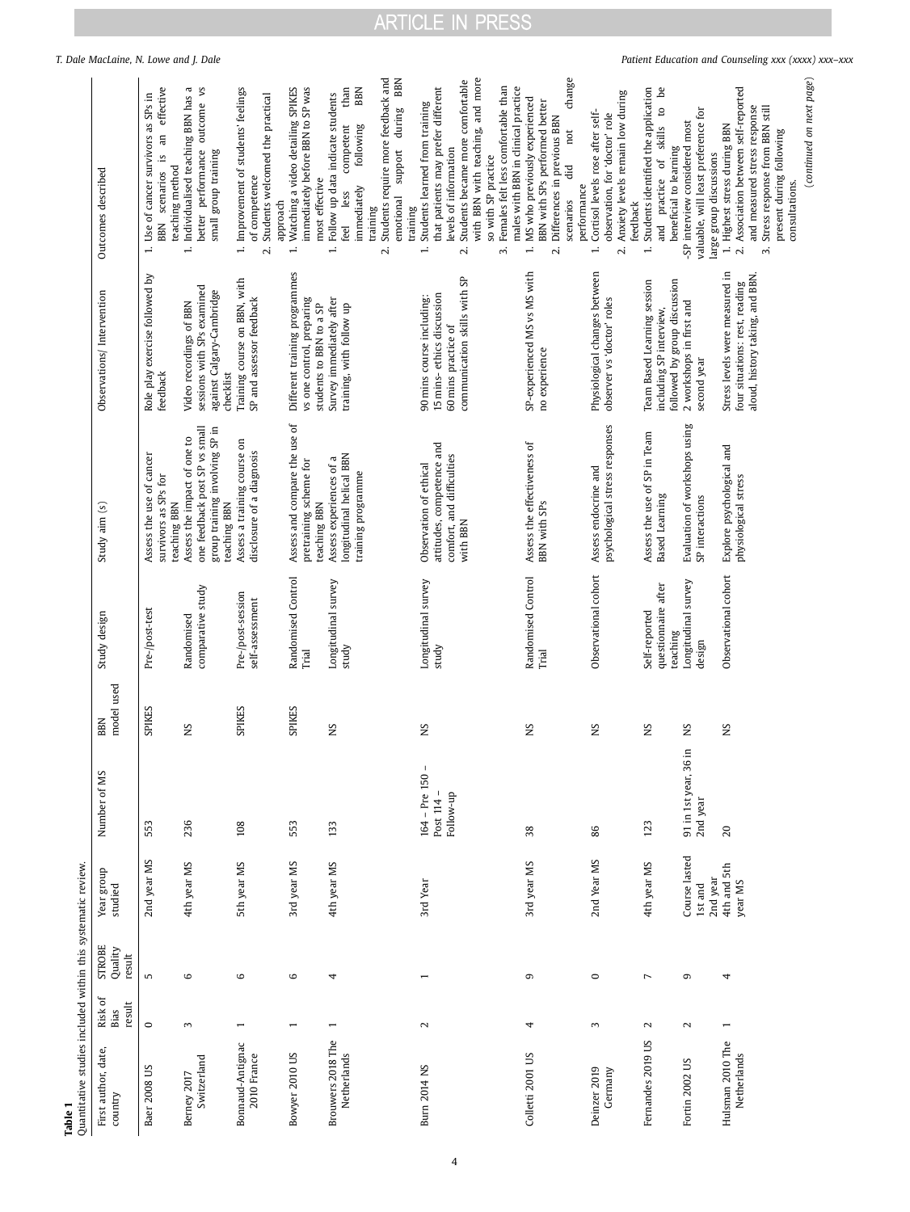**Table 1**
Quantitative studies included within this systematic review.

| First author, date, country | Risk of Bias result | STROBE Quality result | Year group studied | Number of MS | BBN model used | Study design | Study aim (s) | Observations/ Intervention | Outcomes described |
|---|---|---|---|---|---|---|---|---|---|
| Baer 2008 US | 0 | 5 | 2nd year MS | 553 | SPIKES | Pre-/post-test | Assess the use of cancer survivors as SPs for teaching BBN | Role play exercise followed by feedback | 1. Use of cancer survivors as SPs in BBN scenarios is an effective teaching method |
| Berney 2017 Switzerland | 3 | 6 | 4th year MS | 236 | NS | Randomised comparative study | Assess the impact of one to one feedback post SP vs small group training involving SP in teaching BBN | Video recordings of BBN sessions with SPs examined against Calgary-Cambridge checklist | 1. Individualised teaching BBN has a better performance outcome vs small group training |
| Bonnaud-Antignac 2010 France | 1 | 6 | 5th year MS | 108 | SPIKES | Pre-/post-session self-assessment | Assess a training course on disclosure of a diagnosis | Training course on BBN, with SP and assessor feedback | 1. Improvement of students' feelings of competence<br>2. Students welcomed the practical approach |
| Bowyer 2010 US | 1 | 6 | 3rd year MS | 553 | SPIKES | Randomised Control Trial | Assess and compare the use of pretraining scheme for teaching BBN | Different training programmes vs one control, preparing students to BBN to a SP | 1. Watching a video detailing SPIKES immediately before BBN to SP was most effective |
| Brouwers 2018 The Netherlands | 1 | 4 | 4th year MS | 133 | NS | Longitudinal survey study | Assess experiences of a longitudinal helical BBN training programme | Survey immediately after training, with follow up | 1. Follow up data indicate students feel less competent than immediately following BBN training<br>2. Students require more feedback and emotional support during BBN training |
| Burn 2014 NS | 2 | 1 | 3rd Year | 164 – Pre 150 – Post 114 – Follow-up | NS | Longitudinal survey study | Observation of ethical attitudes, competence and comfort, and difficulties with BBN | 90 mins course including: 15 mins- ethics discussion 60 mins practice of communication skills with SP | 1. Students learned from training that patients may prefer different levels of information<br>2. Students became more comfortable with BBN with teaching, and more so with SP practice<br>3. Females felt less comfortable than males with BBN in clinical practice |
| Colletti 2001 US | 4 | 9 | 3rd year MS | 38 | NS | Randomised Control Trial | Assess the effectiveness of BBN with SPs | SP-experienced MS vs MS with no experience | 1. MS who previously experienced BBN with SPs performed better<br>2. Differences in previous BBN scenarios did not change performance |
| Deinzer 2019 Germany | 3 | 0 | 2nd Year MS | 86 | NS | Observational cohort | Assess endocrine and psychological stress responses | Physiological changes between observer vs 'doctor' roles | 1. Cortisol levels rose after self-observation, for 'doctor' role<br>2. Anxiety levels remain low during feedback |
| Fernandes 2019 US | 2 | 7 | 4th year MS | 123 | NS | Self-reported questionnaire after teaching | Assess the use of SP in Team Based Learning | Team Based Learning session including SP interview, followed by group discussion | 1. Students identified the application and practice of skills to be beneficial to learning<br>-SP interview considered most valuable, will least preference for large group discussions |
| Fortin 2002 US | 2 | 9 | Course lasted 1st and 2nd year | 91 in 1st year, 36 in 2nd year | NS | Longitudinal survey design | Evaluation of workshops using SP interactions | 2 workshops in first and second year | |
| Hulsman 2010 The Netherlands | 1 | 4 | 4th and 5th year MS | 20 | NS | Observational cohort | Explore psychological and physiological stress | Stress levels were measured in four situations: rest, reading aloud, history taking, and BBN. | 1. Highest stress during BBN<br>2. Association between self-reported and measured stress response<br>3. Stress response from BBN still present during following consultations. |

(*continued on next page*)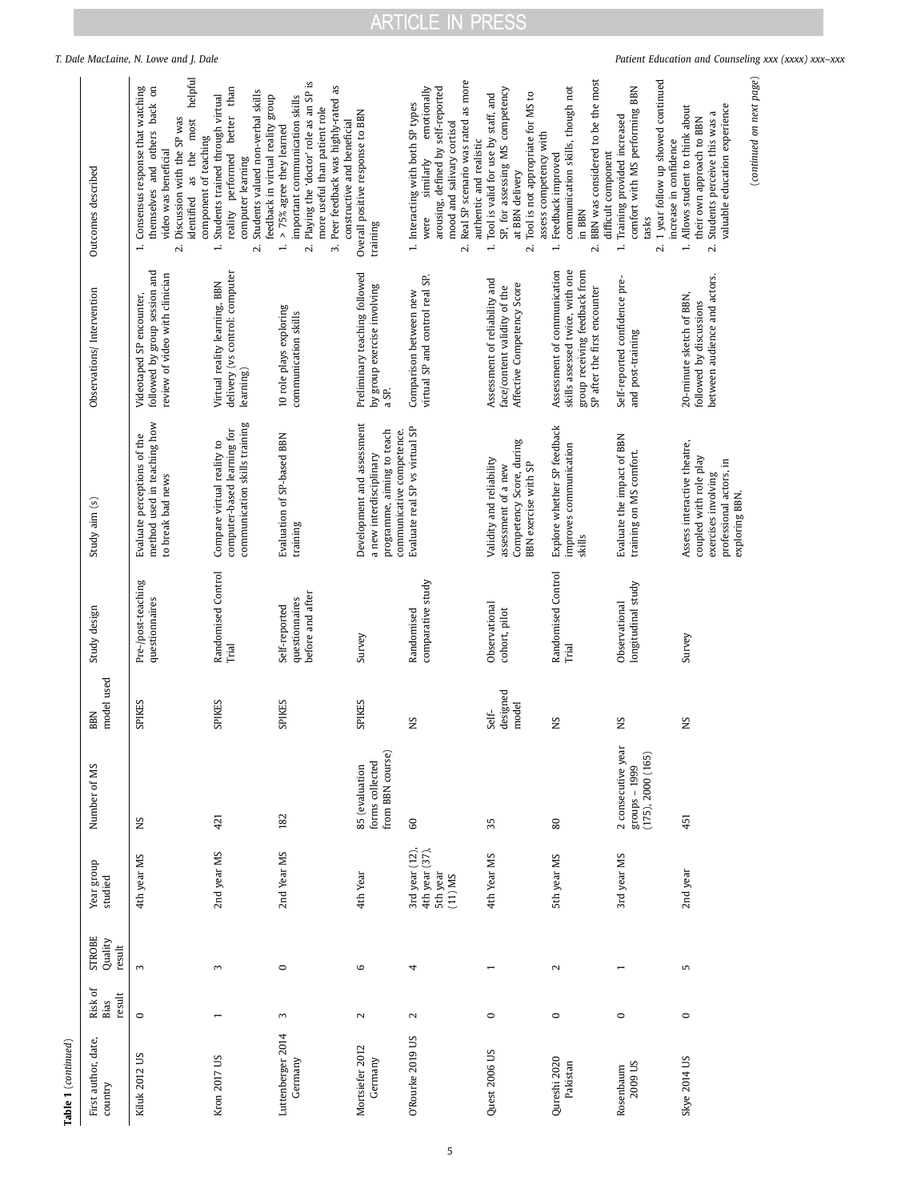**Table 1** (*continued*)

| First author, date, country | Risk of Bias result | STROBE Quality result | Year group studied | Number of MS | BBN model used | Study design | Study aim (s) | Observations/ Intervention | Outcomes described |
|---|---|---|---|---|---|---|---|---|---|
| Kiluk 2012 US | 0 | 3 | 4th year MS | NS | SPIKES | Pre-/post-teaching questionnaires | Evaluate perceptions of the method used in teaching how to break bad news | Videotaped SP encounter, followed by group session and review of video with clinician | 1. Consensus response that watching themselves and others back on video was beneficial<br>2. Discussion with the SP was identified as the most helpful component of teaching |
| Kron 2017 US | 1 | 3 | 2nd year MS | 421 | SPIKES | Randomised Control Trial | Compare virtual reality to computer-based learning for communication skills training | Virtual reality learning, BBN delivery (vs control: computer learning) | 1. Students trained through virtual reality performed better than computer learning<br>2. Students valued non-verbal skills feedback in virtual reality group |
| Luttenberger 2014 Germany | 3 | 0 | 2nd Year MS | 182 | SPIKES | Self-reported questionnaires before and after | Evaluation of SP-based BBN training | 10 role plays exploring communication skills | 1. > 75% agree they learned important communication skills<br>2. Playing the 'doctor' role as an SP is more useful than patient role<br>3. Peer feedback was highly-rated as constructive and beneficial |
| Mortsiefer 2012 Germany | 2 | 6 | 4th Year | 85 (evaluation forms collected from BBN course) | SPIKES | Survey | Development and assessment a new interdisciplinary programme, aiming to teach communicative competence. | Preliminary teaching followed by group exercise involving a SP. | Overall positive response to BBN training |
| O'Rourke 2019 US | 2 | 4 | 3rd year (12), 4th year (37), 5th year (11) MS | 60 | NS | Randomised comparative study | Evaluate real SP vs virtual SP | Comparison between new virtual SP and control real SP. | 1. Interacting with both SP types were similarly emotionally arousing, defined by self-reported mood and salivary cortisol<br>2. Real SP scenario was rated as more authentic and realistic |
| Quest 2006 US | 0 | 1 | 4th Year MS | 35 | Self-designed model | Observational cohort, pilot | Validity and reliability assessment of a new Competency Score, during BBN exercise with SP | Assessment of reliability and face/content validity of the Affective Competency Score | 1. Tool is valid for use by staff, and SP, for assessing MS competency at BBN delivery<br>2. Tool is not appropriate for MS to assess competency with |
| Qureshi 2020 Pakistan | 0 | 2 | 5th year MS | 80 | NS | Randomised Control Trial | Explore whether SP feedback improves communication skills | Assessment of communication skills assessed twice, with one group receiving feedback from SP after the first encounter | 1. Feedback improved communication skills, though not in BBN<br>2. BBN was considered to be the most difficult component |
| Rosenbaum 2009 US | 0 | 1 | 3rd year MS | 2 consecutive year groups – 1999 (175), 2000 (165) | NS | Observational longitudinal study | Evaluate the impact of BBN training on MS comfort. | Self-reported confidence pre- and post-training | 1. Training provided increased comfort with MS performing BBN tasks<br>2. 1 year follow up showed continued increase in confidence |
| Skye 2014 US | 0 | 5 | 2nd year | 451 | NS | Survey | Assess interactive theatre, coupled with role play exercises involving professional actors, in exploring BBN. | 20-minute sketch of BBN, followed by discussions between audience and actors. | 1. Allows student to think about their own approach to BBN<br>2. Students perceive this was a valuable education experience |

(*continued on next page*)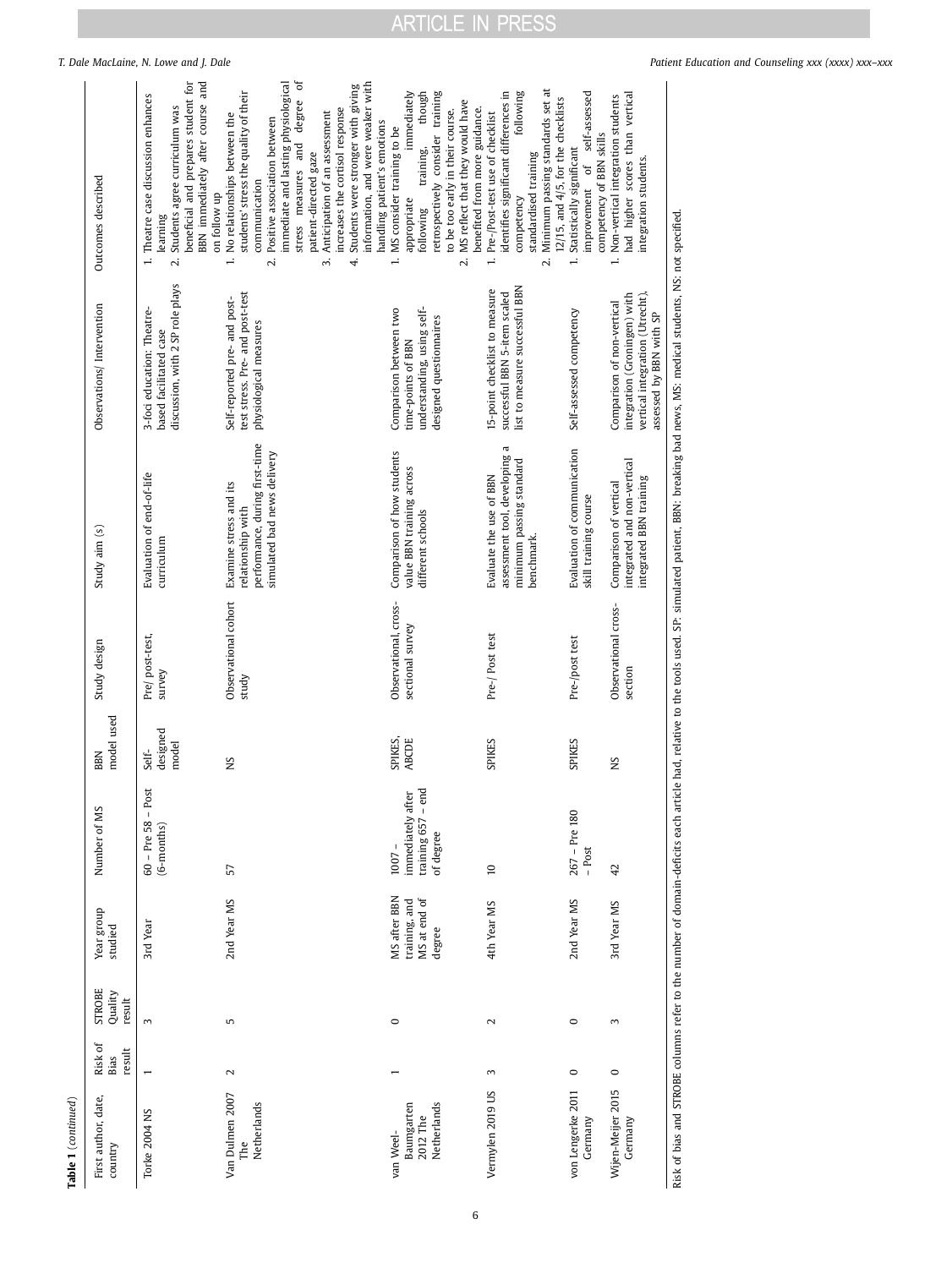**Table 1** (*continued*)

| First author, date, country | Risk of Bias result | STROBE Quality result | Year group studied | Number of MS | BBN model used | Study design | Study aim (s) | Observations/ Intervention | Outcomes described |
|---|---|---|---|---|---|---|---|---|---|
| Torke 2004 NS | 1 | 3 | 3rd Year | 60 – Pre 58 – Post (6-months) | Self-designed model | Pre/ post-test, survey | Evaluation of end-of-life curriculum | 3-foci education: Theatre-based facilitated case discussion, with 2 SP role plays | 1. Theatre case discussion enhances learning 2. Students agree curriculum was beneficial and prepares student for BBN immediately after course and on follow up |
| Van Dulmen 2007 The Netherlands | 2 | 5 | 2nd Year MS | 57 | NS | Observational cohort study | Examine stress and its relationship with performance, during first-time simulated bad news delivery | Self-reported pre- and post-test stress. Pre- and post-test physiological measures | 1. No relationships between the students' stress the quality of their communication 2. Positive association between immediate and lasting physiological stress measures and degree of patient-directed gaze 3. Anticipation of an assessment increases the cortisol response 4. Students were stronger with giving information, and were weaker with handling patient's emotions |
| van Weel-Baumgarten 2012 The Netherlands | 1 | 0 | MS after BBN training, and MS at end of degree | 1007 – immediately after training 657 – end of degree | SPIKES, ABCDE | Observational, cross-sectional survey | Comparison of how students value BBN training across different schools | Comparison between two time-points of BBN understanding, using self-designed questionnaires | 1. MS consider training to be appropriate immediately following training, though retrospectively consider training to be too early in their course. 2. MS reflect that they would have benefited from more guidance. |
| Vermylen 2019 US | 3 | 2 | 4th Year MS | 10 | SPIKES | Pre-/ Post test | Evaluate the use of BBN assessment tool, developing a minimum passing standard benchmark. | 15-point checklist to measure successful BBN 5-item scaled list to measure successful BBN | 1. Pre-/Post-test use of checklist identifies significant differences in competency following standardised training 2. Minimum passing standards set at 12/15, and 4/5, for the checklists |
| von Lengerke 2011 Germany | 0 | 0 | 2nd Year MS | 267 – Pre 180 – Post | SPIKES | Pre-/post test | Evaluation of communication skill training course | Self-assessed competency | 1. Statistically significant improvement of self-assessed competency of BBN skills |
| Wijen-Meijer 2015 Germany | 0 | 3 | 3rd Year MS | 42 | NS | Observational cross-section | Comparison of vertical integrated and non-vertical integrated BBN training | Comparison of non-vertical integration (Groningen) with vertical integration (Utrecht), assessed by BBN with SP | 1. Non-vertical integration students had higher scores than vertical integration students. |

Risk of bias and STROBE columns refer to the number of domain-deficits each article had, relative to the tools used. SP: simulated patient, BBN: breaking bad news, MS: medical students, NS: not specified.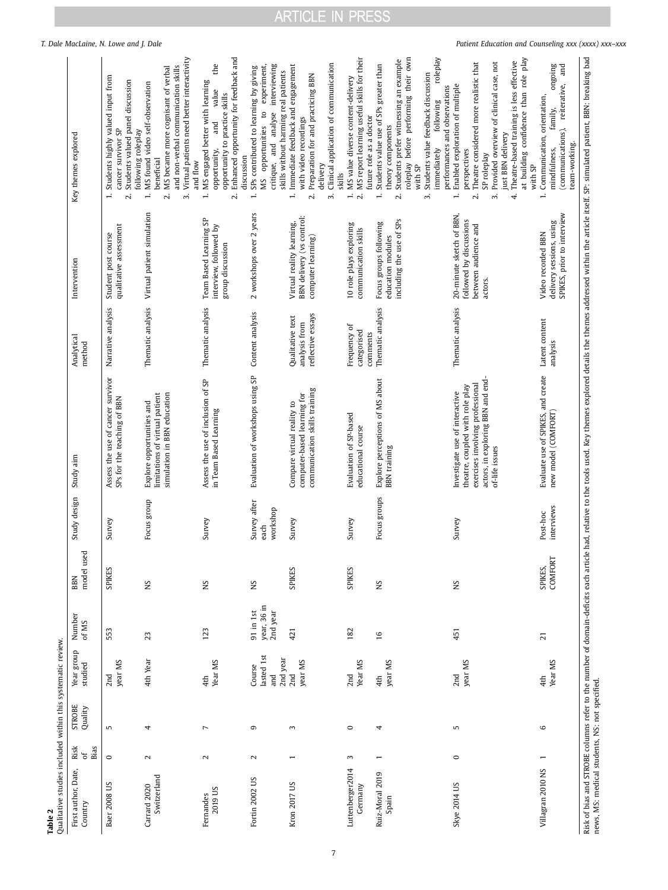**Table 2**
Qualitative studies included within this systematic review.

| First author, Date, Country | Risk of Bias | STROBE Quality | Year group studied | Number of MS | BBN model used | Study design | Study aim | Analytical method | Intervention | Key themes explored |
|---|---|---|---|---|---|---|---|---|---|---|
| Baer 2008 US | 0 | 5 | 2nd year MS | 553 | SPIKES | Survey | Assess the use of cancer survivor SPs for the teaching of BBN | Narrative analysis | Student post course qualitative assessment | 1. Students highly valued input from cancer survivor SP 2. Students valued panel discussion following roleplay |
| Carrard 2020 Switzerland | 2 | 4 | 4th Year | 23 | NS | Focus group | Explore opportunities and limitations of virtual patient simulation in BBN education | Thematic analysis | Virtual patient simulation | 1. MS found video self-observation beneficial 2. MS became more cognisant of verbal and non-verbal communication skills 3. Virtual patients need better interactivity and flow |
| Fernandes 2019 US | 2 | 7 | 4th Year MS | 123 | NS | Survey | Assess the use of inclusion of SP in Team Based Learning | Thematic analysis | Team Based Learning SP interview, followed by group discussion | 1. MS engaged better with learning opportunity, and value the opportunity to practice skills 2. Enhanced opportunity for feedback and discussion |
| Fortin 2002 US | 2 | 9 | Course lasted 1st and 2nd year | 91 in 1st year, 36 in 2nd year | NS | Survey after each workshop | Evaluation of workshops using SP | Content analysis | 2 workshops over 2 years | 1. SPs contributed to learning by giving MS opportunities to experiment, critique, and analyse interviewing skills without harming real patients |
| Kron 2017 US | 1 | 3 | 2nd year MS | 421 | SPIKES | Survey | Compare virtual reality to computer-based learning for communication skills training | Qualitative text analysis from reflective essays | Virtual reality learning, BBN delivery (vs control: computer learning) | 1. Immediate feedback and engagement with video recordings 2. Preparation for and practicing BBN delivery 3. Clinical application of communication skills |
| Luttenberger2014 Germany | 3 | 0 | 2nd Year MS | 182 | SPIKES | Survey | Evaluation of SP-based educational course | Frequency of categorised comments | 10 role plays exploring communication skills | 1. MS value diverse content-delivery 2. MS report learning useful skills for their future role as a doctor |
| Ruiz-Moral 2019 Spain | 1 | 4 | 4th year MS | 16 | NS | Focus groups | Explore perceptions of MS about BBN training | Thematic analysis | Focus groups following education modules including the use of SPs | 1. Students value use of SPs greater than theory components 2. Students prefer witnessing an example roleplay before performing their own with SP 3. Students value feedback discussion immediately following roleplay performances and observations |
| Skye 2014 US | 0 | 5 | 2nd year MS | 451 | NS | Survey | Investigate use of interactive theatre, coupled with role play exercises involving professional actors, in exploring BBN and end-of-life issues | Thematic analysis | 20-minute sketch of BBN, followed by discussions between audience and actors. | 1. Enabled exploration of multiple perspectives 2. Theatre considered more realistic that SP roleplay 3. Provided overview of clinical case, not just BBN delivery 4. Theatre-based training is less effective at building confidence than role play with SP |
| Villagran 2010 NS | 1 | 6 | 4th Year MS | 21 | SPIKES, COMFORT | Post-hoc interviews | Evaluate use of SPIKES, and create new model (COMFORT) | Latent content analysis | Video recorded BBN delivery sessions, using SPIKES, prior to interview | 1. Communication, orientation, mindfulness, family, ongoing (communications), reiterative, and team-working. |

Risk of bias and STROBE columns refer to the number of domain-deficits each article had, relative to the tools used. Key themes explored details the themes addressed within the article itself. SP: simulated patient, BBN: breaking bad news, MS: medical students, NS: not specified.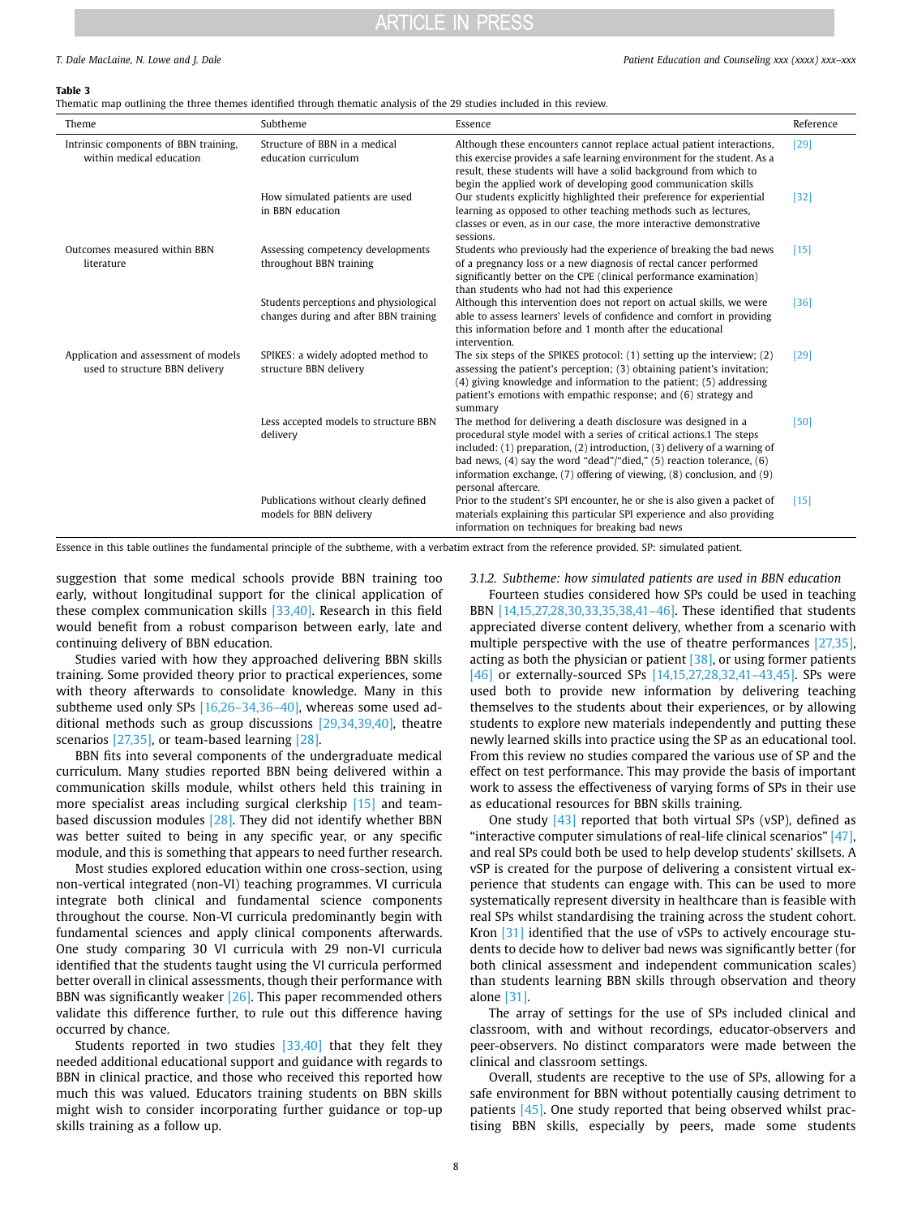**Table 3**
Thematic map outlining the three themes identified through thematic analysis of the 29 studies included in this review.

| Theme | Subtheme | Essence | Reference |
|---|---|---|---|
| Intrinsic components of BBN training, within medical education | Structure of BBN in a medical education curriculum | Although these encounters cannot replace actual patient interactions, this exercise provides a safe learning environment for the student. As a result, these students will have a solid background from which to begin the applied work of developing good communication skills | [29] |
| | How simulated patients are used in BBN education | Our students explicitly highlighted their preference for experiential learning as opposed to other teaching methods such as lectures, classes or even, as in our case, the more interactive demonstrative sessions. | [32] |
| Outcomes measured within BBN literature | Assessing competency developments throughout BBN training | Students who previously had the experience of breaking the bad news of a pregnancy loss or a new diagnosis of rectal cancer performed significantly better on the CPE (clinical performance examination) than students who had not had this experience | [15] |
| | Students perceptions and physiological changes during and after BBN training | Although this intervention does not report on actual skills, we were able to assess learners' levels of confidence and comfort in providing this information before and 1 month after the educational intervention. | [36] |
| Application and assessment of models used to structure BBN delivery | SPIKES: a widely adopted method to structure BBN delivery | The six steps of the SPIKES protocol: (1) setting up the interview; (2) assessing the patient's perception; (3) obtaining patient's invitation; (4) giving knowledge and information to the patient; (5) addressing patient's emotions with empathic response; and (6) strategy and summary | [29] |
| | Less accepted models to structure BBN delivery | The method for delivering a death disclosure was designed in a procedural style model with a series of critical actions.1 The steps included: (1) preparation, (2) introduction, (3) delivery of a warning of bad news, (4) say the word "dead"/"died," (5) reaction tolerance, (6) information exchange, (7) offering of viewing, (8) conclusion, and (9) personal aftercare. | [50] |
| | Publications without clearly defined models for BBN delivery | Prior to the student's SPI encounter, he or she is also given a packet of materials explaining this particular SPI experience and also providing information on techniques for breaking bad news | [15] |

Essence in this table outlines the fundamental principle of the subtheme, with a verbatim extract from the reference provided. SP: simulated patient.

suggestion that some medical schools provide BBN training too early, without longitudinal support for the clinical application of these complex communication skills [33,40]. Research in this field would benefit from a robust comparison between early, late and continuing delivery of BBN education.

Studies varied with how they approached delivering BBN skills training. Some provided theory prior to practical experiences, some with theory afterwards to consolidate knowledge. Many in this subtheme used only SPs [16,26–34,36–40], whereas some used additional methods such as group discussions [29,34,39,40], theatre scenarios [27,35], or team-based learning [28].

BBN fits into several components of the undergraduate medical curriculum. Many studies reported BBN being delivered within a communication skills module, whilst others held this training in more specialist areas including surgical clerkship [15] and team-based discussion modules [28]. They did not identify whether BBN was better suited to being in any specific year, or any specific module, and this is something that appears to need further research.

Most studies explored education within one cross-section, using non-vertical integrated (non-VI) teaching programmes. VI curricula integrate both clinical and fundamental science components throughout the course. Non-VI curricula predominantly begin with fundamental sciences and apply clinical components afterwards. One study comparing 30 VI curricula with 29 non-VI curricula identified that the students taught using the VI curricula performed better overall in clinical assessments, though their performance with BBN was significantly weaker [26]. This paper recommended others validate this difference further, to rule out this difference having occurred by chance.

Students reported in two studies [33,40] that they felt they needed additional educational support and guidance with regards to BBN in clinical practice, and those who received this reported how much this was valued. Educators training students on BBN skills might wish to consider incorporating further guidance or top-up skills training as a follow up.

### 3.1.2. Subtheme: how simulated patients are used in BBN education

Fourteen studies considered how SPs could be used in teaching BBN [14,15,27,28,30,33,35,38,41–46]. These identified that students appreciated diverse content delivery, whether from a scenario with multiple perspective with the use of theatre performances [27,35], acting as both the physician or patient [38], or using former patients [46] or externally-sourced SPs [14,15,27,28,32,41–43,45]. SPs were used both to provide new information by delivering teaching themselves to the students about their experiences, or by allowing students to explore new materials independently and putting these newly learned skills into practice using the SP as an educational tool. From this review no studies compared the various use of SP and the effect on test performance. This may provide the basis of important work to assess the effectiveness of varying forms of SPs in their use as educational resources for BBN skills training.

One study [43] reported that both virtual SPs (vSP), defined as "interactive computer simulations of real-life clinical scenarios" [47], and real SPs could both be used to help develop students' skillsets. A vSP is created for the purpose of delivering a consistent virtual experience that students can engage with. This can be used to more systematically represent diversity in healthcare than is feasible with real SPs whilst standardising the training across the student cohort. Kron [31] identified that the use of vSPs to actively encourage students to decide how to deliver bad news was significantly better (for both clinical assessment and independent communication scales) than students learning BBN skills through observation and theory alone [31].

The array of settings for the use of SPs included clinical and classroom, with and without recordings, educator-observers and peer-observers. No distinct comparators were made between the clinical and classroom settings.

Overall, students are receptive to the use of SPs, allowing for a safe environment for BBN without potentially causing detriment to patients [45]. One study reported that being observed whilst practising BBN skills, especially by peers, made some students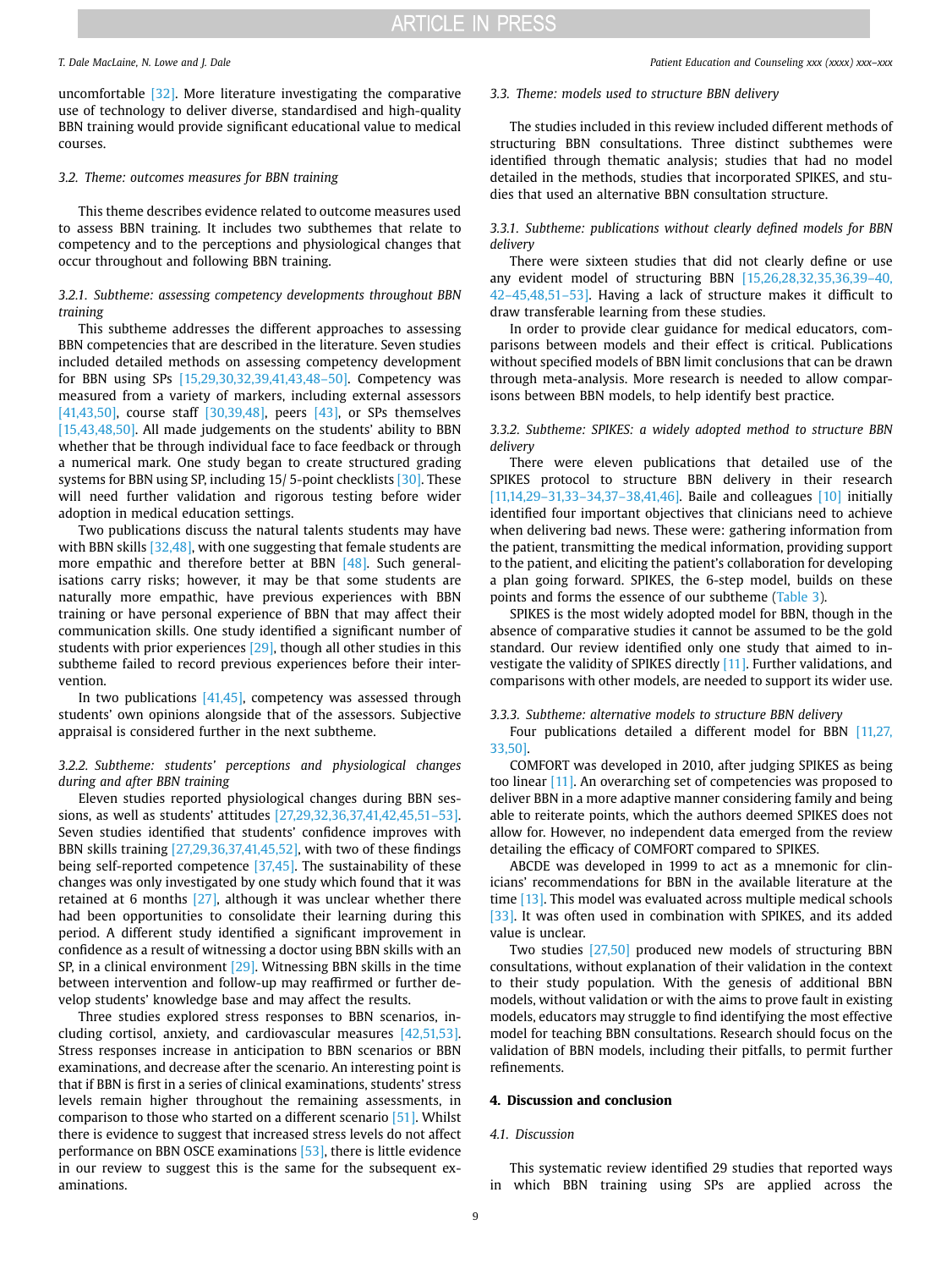uncomfortable [32]. More literature investigating the comparative use of technology to deliver diverse, standardised and high-quality BBN training would provide significant educational value to medical courses.

### 3.2. Theme: outcomes measures for BBN training

This theme describes evidence related to outcome measures used to assess BBN training. It includes two subthemes that relate to competency and to the perceptions and physiological changes that occur throughout and following BBN training.

#### 3.2.1. Subtheme: assessing competency developments throughout BBN training

This subtheme addresses the different approaches to assessing BBN competencies that are described in the literature. Seven studies included detailed methods on assessing competency development for BBN using SPs [15,29,30,32,39,41,43,48–50]. Competency was measured from a variety of markers, including external assessors [41,43,50], course staff [30,39,48], peers [43], or SPs themselves [15,43,48,50]. All made judgements on the students' ability to BBN whether that be through individual face to face feedback or through a numerical mark. One study began to create structured grading systems for BBN using SP, including 15/ 5-point checklists [30]. These will need further validation and rigorous testing before wider adoption in medical education settings.

Two publications discuss the natural talents students may have with BBN skills [32,48], with one suggesting that female students are more empathic and therefore better at BBN [48]. Such generalisations carry risks; however, it may be that some students are naturally more empathic, have previous experiences with BBN training or have personal experience of BBN that may affect their communication skills. One study identified a significant number of students with prior experiences [29], though all other studies in this subtheme failed to record previous experiences before their intervention.

In two publications [41,45], competency was assessed through students' own opinions alongside that of the assessors. Subjective appraisal is considered further in the next subtheme.

#### 3.2.2. Subtheme: students' perceptions and physiological changes during and after BBN training

Eleven studies reported physiological changes during BBN sessions, as well as students' attitudes [27,29,32,36,37,41,42,45,51–53]. Seven studies identified that students' confidence improves with BBN skills training [27,29,36,37,41,45,52], with two of these findings being self-reported competence [37,45]. The sustainability of these changes was only investigated by one study which found that it was retained at 6 months [27], although it was unclear whether there had been opportunities to consolidate their learning during this period. A different study identified a significant improvement in confidence as a result of witnessing a doctor using BBN skills with an SP, in a clinical environment [29]. Witnessing BBN skills in the time between intervention and follow-up may reaffirmed or further develop students' knowledge base and may affect the results.

Three studies explored stress responses to BBN scenarios, including cortisol, anxiety, and cardiovascular measures [42,51,53]. Stress responses increase in anticipation to BBN scenarios or BBN examinations, and decrease after the scenario. An interesting point is that if BBN is first in a series of clinical examinations, students' stress levels remain higher throughout the remaining assessments, in comparison to those who started on a different scenario [51]. Whilst there is evidence to suggest that increased stress levels do not affect performance on BBN OSCE examinations [53], there is little evidence in our review to suggest this is the same for the subsequent examinations.

### 3.3. Theme: models used to structure BBN delivery

The studies included in this review included different methods of structuring BBN consultations. Three distinct subthemes were identified through thematic analysis; studies that had no model detailed in the methods, studies that incorporated SPIKES, and studies that used an alternative BBN consultation structure.

#### 3.3.1. Subtheme: publications without clearly defined models for BBN delivery

There were sixteen studies that did not clearly define or use any evident model of structuring BBN [15,26,28,32,35,36,39–40,42–45,48,51–53]. Having a lack of structure makes it difficult to draw transferable learning from these studies.

In order to provide clear guidance for medical educators, comparisons between models and their effect is critical. Publications without specified models of BBN limit conclusions that can be drawn through meta-analysis. More research is needed to allow comparisons between BBN models, to help identify best practice.

#### 3.3.2. Subtheme: SPIKES: a widely adopted method to structure BBN delivery

There were eleven publications that detailed use of the SPIKES protocol to structure BBN delivery in their research [11,14,29–31,33–34,37–38,41,46]. Baile and colleagues [10] initially identified four important objectives that clinicians need to achieve when delivering bad news. These were: gathering information from the patient, transmitting the medical information, providing support to the patient, and eliciting the patient's collaboration for developing a plan going forward. SPIKES, the 6-step model, builds on these points and forms the essence of our subtheme (Table 3).

SPIKES is the most widely adopted model for BBN, though in the absence of comparative studies it cannot be assumed to be the gold standard. Our review identified only one study that aimed to investigate the validity of SPIKES directly [11]. Further validations, and comparisons with other models, are needed to support its wider use.

#### 3.3.3. Subtheme: alternative models to structure BBN delivery

Four publications detailed a different model for BBN [11,27,33,50].

COMFORT was developed in 2010, after judging SPIKES as being too linear [11]. An overarching set of competencies was proposed to deliver BBN in a more adaptive manner considering family and being able to reiterate points, which the authors deemed SPIKES does not allow for. However, no independent data emerged from the review detailing the efficacy of COMFORT compared to SPIKES.

ABCDE was developed in 1999 to act as a mnemonic for clinicians' recommendations for BBN in the available literature at the time [13]. This model was evaluated across multiple medical schools [33]. It was often used in combination with SPIKES, and its added value is unclear.

Two studies [27,50] produced new models of structuring BBN consultations, without explanation of their validation in the context to their study population. With the genesis of additional BBN models, without validation or with the aims to prove fault in existing models, educators may struggle to find identifying the most effective model for teaching BBN consultations. Research should focus on the validation of BBN models, including their pitfalls, to permit further refinements.

## 4. Discussion and conclusion

### 4.1. Discussion

This systematic review identified 29 studies that reported ways in which BBN training using SPs are applied across the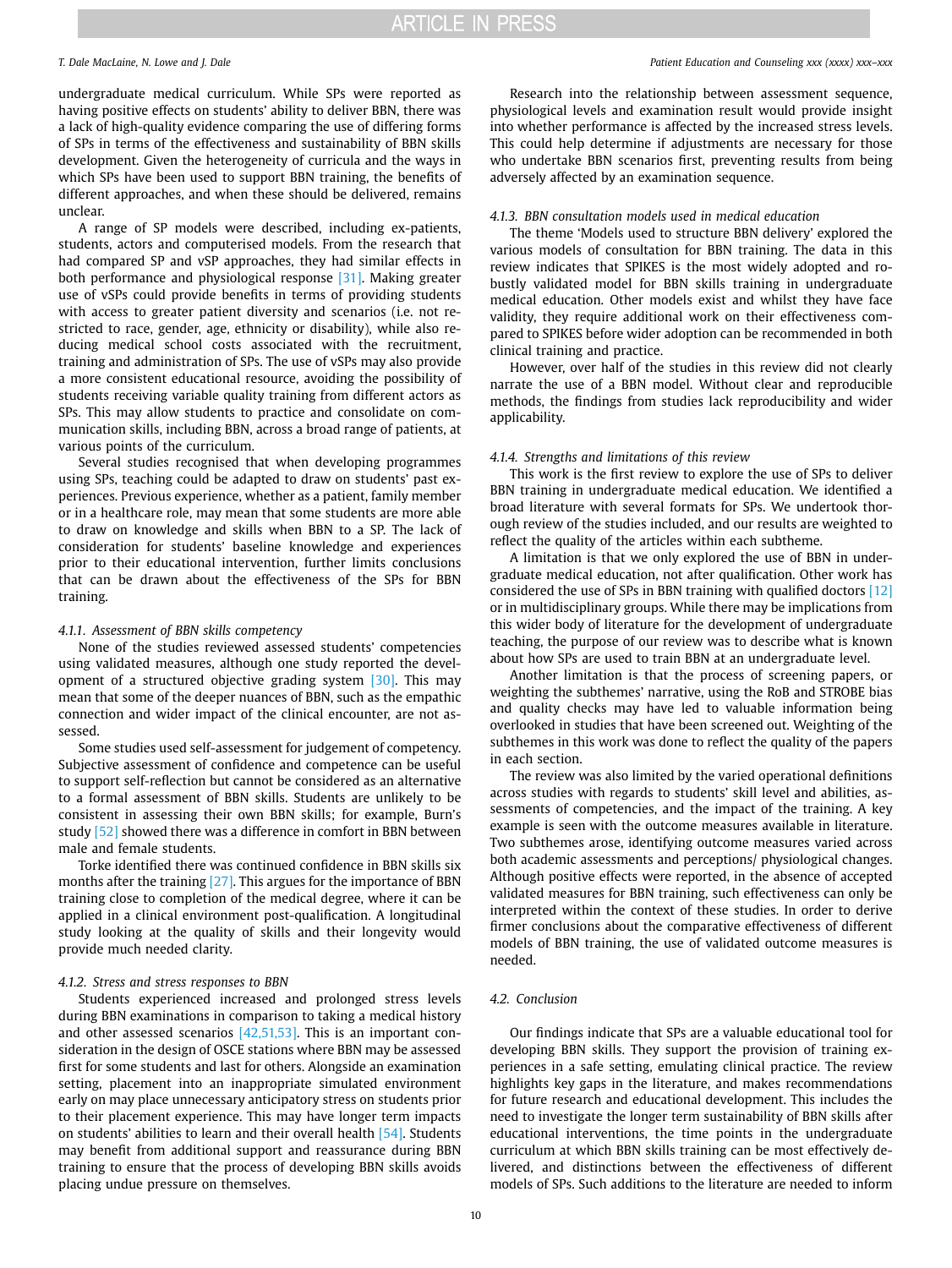undergraduate medical curriculum. While SPs were reported as having positive effects on students' ability to deliver BBN, there was a lack of high-quality evidence comparing the use of differing forms of SPs in terms of the effectiveness and sustainability of BBN skills development. Given the heterogeneity of curricula and the ways in which SPs have been used to support BBN training, the benefits of different approaches, and when these should be delivered, remains unclear.

A range of SP models were described, including ex-patients, students, actors and computerised models. From the research that had compared SP and vSP approaches, they had similar effects in both performance and physiological response [31]. Making greater use of vSPs could provide benefits in terms of providing students with access to greater patient diversity and scenarios (i.e. not restricted to race, gender, age, ethnicity or disability), while also reducing medical school costs associated with the recruitment, training and administration of SPs. The use of vSPs may also provide a more consistent educational resource, avoiding the possibility of students receiving variable quality training from different actors as SPs. This may allow students to practice and consolidate on communication skills, including BBN, across a broad range of patients, at various points of the curriculum.

Several studies recognised that when developing programmes using SPs, teaching could be adapted to draw on students' past experiences. Previous experience, whether as a patient, family member or in a healthcare role, may mean that some students are more able to draw on knowledge and skills when BBN to a SP. The lack of consideration for students' baseline knowledge and experiences prior to their educational intervention, further limits conclusions that can be drawn about the effectiveness of the SPs for BBN training.

#### 4.1.1. Assessment of BBN skills competency

None of the studies reviewed assessed students' competencies using validated measures, although one study reported the development of a structured objective grading system [30]. This may mean that some of the deeper nuances of BBN, such as the empathic connection and wider impact of the clinical encounter, are not assessed.

Some studies used self-assessment for judgement of competency. Subjective assessment of confidence and competence can be useful to support self-reflection but cannot be considered as an alternative to a formal assessment of BBN skills. Students are unlikely to be consistent in assessing their own BBN skills; for example, Burn's study [52] showed there was a difference in comfort in BBN between male and female students.

Torke identified there was continued confidence in BBN skills six months after the training [27]. This argues for the importance of BBN training close to completion of the medical degree, where it can be applied in a clinical environment post-qualification. A longitudinal study looking at the quality of skills and their longevity would provide much needed clarity.

#### 4.1.2. Stress and stress responses to BBN

Students experienced increased and prolonged stress levels during BBN examinations in comparison to taking a medical history and other assessed scenarios [42,51,53]. This is an important consideration in the design of OSCE stations where BBN may be assessed first for some students and last for others. Alongside an examination setting, placement into an inappropriate simulated environment early on may place unnecessary anticipatory stress on students prior to their placement experience. This may have longer term impacts on students' abilities to learn and their overall health [54]. Students may benefit from additional support and reassurance during BBN training to ensure that the process of developing BBN skills avoids placing undue pressure on themselves.

Research into the relationship between assessment sequence, physiological levels and examination result would provide insight into whether performance is affected by the increased stress levels. This could help determine if adjustments are necessary for those who undertake BBN scenarios first, preventing results from being adversely affected by an examination sequence.

#### 4.1.3. BBN consultation models used in medical education

The theme 'Models used to structure BBN delivery' explored the various models of consultation for BBN training. The data in this review indicates that SPIKES is the most widely adopted and robustly validated model for BBN skills training in undergraduate medical education. Other models exist and whilst they have face validity, they require additional work on their effectiveness compared to SPIKES before wider adoption can be recommended in both clinical training and practice.

However, over half of the studies in this review did not clearly narrate the use of a BBN model. Without clear and reproducible methods, the findings from studies lack reproducibility and wider applicability.

#### 4.1.4. Strengths and limitations of this review

This work is the first review to explore the use of SPs to deliver BBN training in undergraduate medical education. We identified a broad literature with several formats for SPs. We undertook thorough review of the studies included, and our results are weighted to reflect the quality of the articles within each subtheme.

A limitation is that we only explored the use of BBN in undergraduate medical education, not after qualification. Other work has considered the use of SPs in BBN training with qualified doctors [12] or in multidisciplinary groups. While there may be implications from this wider body of literature for the development of undergraduate teaching, the purpose of our review was to describe what is known about how SPs are used to train BBN at an undergraduate level.

Another limitation is that the process of screening papers, or weighting the subthemes' narrative, using the RoB and STROBE bias and quality checks may have led to valuable information being overlooked in studies that have been screened out. Weighting of the subthemes in this work was done to reflect the quality of the papers in each section.

The review was also limited by the varied operational definitions across studies with regards to students' skill level and abilities, assessments of competencies, and the impact of the training. A key example is seen with the outcome measures available in literature. Two subthemes arose, identifying outcome measures varied across both academic assessments and perceptions/ physiological changes. Although positive effects were reported, in the absence of accepted validated measures for BBN training, such effectiveness can only be interpreted within the context of these studies. In order to derive firmer conclusions about the comparative effectiveness of different models of BBN training, the use of validated outcome measures is needed.

### 4.2. Conclusion

Our findings indicate that SPs are a valuable educational tool for developing BBN skills. They support the provision of training experiences in a safe setting, emulating clinical practice. The review highlights key gaps in the literature, and makes recommendations for future research and educational development. This includes the need to investigate the longer term sustainability of BBN skills after educational interventions, the time points in the undergraduate curriculum at which BBN skills training can be most effectively delivered, and distinctions between the effectiveness of different models of SPs. Such additions to the literature are needed to inform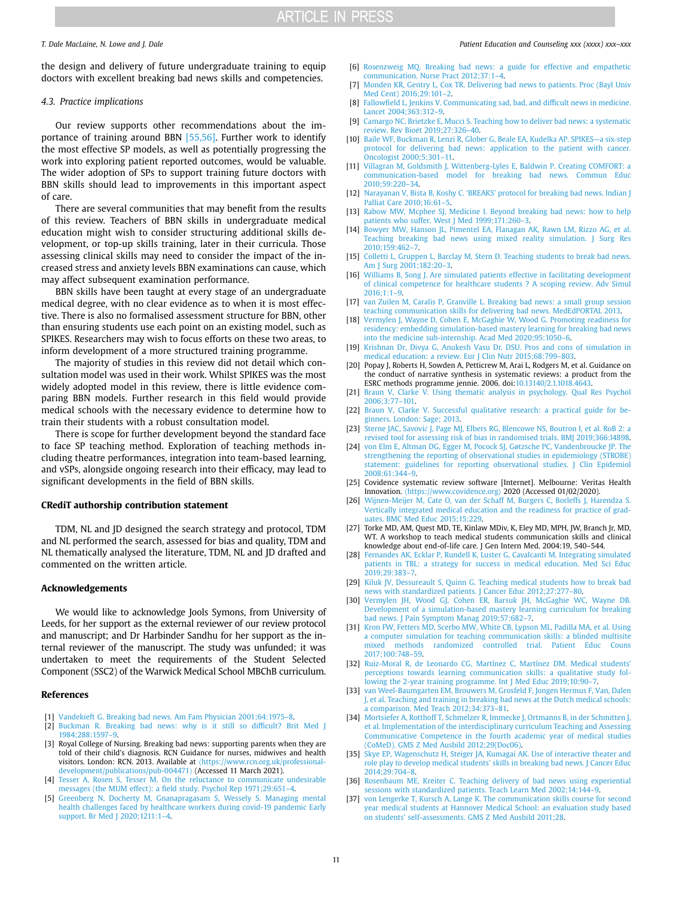the design and delivery of future undergraduate training to equip doctors with excellent breaking bad news skills and competencies.

### 4.3. Practice implications

Our review supports other recommendations about the importance of training around BBN [55,56]. Further work to identify the most effective SP models, as well as potentially progressing the work into exploring patient reported outcomes, would be valuable. The wider adoption of SPs to support training future doctors with BBN skills should lead to improvements in this important aspect of care.

There are several communities that may benefit from the results of this review. Teachers of BBN skills in undergraduate medical education might wish to consider structuring additional skills development, or top-up skills training, later in their curricula. Those assessing clinical skills may need to consider the impact of the increased stress and anxiety levels BBN examinations can cause, which may affect subsequent examination performance.

BBN skills have been taught at every stage of an undergraduate medical degree, with no clear evidence as to when it is most effective. There is also no formalised assessment structure for BBN, other than ensuring students use each point on an existing model, such as SPIKES. Researchers may wish to focus efforts on these two areas, to inform development of a more structured training programme.

The majority of studies in this review did not detail which consultation model was used in their work. Whilst SPIKES was the most widely adopted model in this review, there is little evidence comparing BBN models. Further research in this field would provide medical schools with the necessary evidence to determine how to train their students with a robust consultation model.

There is scope for further development beyond the standard face to face SP teaching method. Exploration of teaching methods including theatre performances, integration into team-based learning, and vSPs, alongside ongoing research into their efficacy, may lead to significant developments in the field of BBN skills.

## CRediT authorship contribution statement

TDM, NL and JD designed the search strategy and protocol, TDM and NL performed the search, assessed for bias and quality, TDM and NL thematically analysed the literature, TDM, NL and JD drafted and commented on the written article.

## Acknowledgements

We would like to acknowledge Jools Symons, from University of Leeds, for her support as the external reviewer of our review protocol and manuscript; and Dr Harbinder Sandhu for her support as the internal reviewer of the manuscript. The study was unfunded; it was undertaken to meet the requirements of the Student Selected Component (SSC2) of the Warwick Medical School MBChB curriculum.

## References

[1] Vandekieft G. Breaking bad news. Am Fam Physician 2001;64:1975–8.
[2] Buckman R. Breaking bad news: why is it still so difficult? Brit Med J 1984;288:1597–9.
[3] Royal College of Nursing. Breaking bad news: supporting parents when they are told of their child's diagnosis. RCN Guidance for nurses, midwives and health visitors. London: RCN. 2013. Available at ⟨https://www.rcn.org.uk/professional-development/publications/pub-004471⟩ (Accessed 11 March 2021).
[4] Tesser A, Rosen S, Tesser M. On the reluctance to communicate undesirable messages (the MUM effect): a field study. Psychol Rep 1971;29:651–4.
[5] Greenberg N, Docherty M, Gnanapragasam S, Wessely S. Managing mental health challenges faced by healthcare workers during covid-19 pandemic Early support. Br Med J 2020;1211:1–4.
[6] Rosenzweig MQ. Breaking bad news: a guide for effective and empathetic communication. Nurse Pract 2012;37:1–4.
[7] Monden KR, Gentry L, Cox TR. Delivering bad news to patients. Proc (Bayl Univ Med Cent) 2016;29:101–2.
[8] Fallowfield L, Jenkins V. Communicating sad, bad, and difficult news in medicine. Lancet 2004;363:312–9.
[9] Camargo NC, Brietzke E, Mucci S. Teaching how to deliver bad news: a systematic review. Rev Bioét 2019;27:326–40.
[10] Baile WF, Buckman R, Lenzi R, Glober G, Beale EA, Kudelka AP. SPIKES—a six-step protocol for delivering bad news: application to the patient with cancer. Oncologist 2000;5:301–11.
[11] Villagran M, Goldsmith J, Wittenberg-Lyles E, Baldwin P. Creating COMFORT: a communication-based model for breaking bad news. Commun Educ 2010;59:220–34.
[12] Narayanan V, Bista B, Koshy C. 'BREAKS' protocol for breaking bad news. Indian J Palliat Care 2010;16:61–5.
[13] Rabow MW, Mcphee SJ, Medicine I. Beyond breaking bad news: how to help patients who suffer. West J Med 1999;171:260–3.
[14] Bowyer MW, Hanson JL, Pimentel EA, Flanagan AK, Rawn LM, Rizzo AG, et al. Teaching breaking bad news using mixed reality simulation. J Surg Res 2010;159:462–7.
[15] Colletti L, Gruppen L, Barclay M, Stern D. Teaching students to break bad news. Am J Surg 2001;182:20–3.
[16] Williams B, Song J. Are simulated patients effective in facilitating development of clinical competence for healthcare students ? A scoping review. Adv Simul 2016;1:1–9.
[17] van Zuilen M, Caralis P, Granville L. Breaking bad news: a small group session teaching communication skills for delivering bad news. MedEdPORTAL 2013.
[18] Vermylen J, Wayne D, Cohen E, McGaghie W, Wood G. Promoting readiness for residency: embedding simulation-based mastery learning for breaking bad news into the medicine sub-internship. Acad Med 2020;95:1050–6.
[19] Krishnan Dr, Divya G, Anukesh Vasu Dr. DSU. Pros and cons of simulation in medical education: a review. Eur J Clin Nutr 2015;68:799–803.
[20] Popay J, Roberts H, Sowden A, Petticrew M, Arai L, Rodgers M, et al. Guidance on the conduct of narrative synthesis in systematic reviews: a product from the ESRC methods programme jennie. 2006. doi:10.13140/2.1.1018.4643.
[21] Braun V, Clarke V. Using thematic analysis in psychology. Qual Res Psychol 2006;3:77–101.
[22] Braun V, Clarke V. Successful qualitative research: a practical guide for beginners. London: Sage; 2013.
[23] Sterne JAC, Savović J, Page MJ, Elbers RG, Blencowe NS, Boutron I, et al. RoB 2: a revised tool for assessing risk of bias in randomised trials. BMJ 2019;366:l4898.
[24] von Elm E, Altman DG, Egger M, Pocock SJ, Gøtzsche PC, Vandenbroucke JP. The strengthening the reporting of observational studies in epidemiology (STROBE) statement: guidelines for reporting observational studies. J Clin Epidemiol 2008;61:344–9.
[25] Covidence systematic review software [Internet]. Melbourne: Veritas Health Innovation. ⟨https://www.covidence.org⟩ 2020 (Accessed 01/02/2020).
[26] Wijnen-Meijer M, Cate O, van der Schaff M, Burgers C, Borleffs J, Harendza S. Vertically integrated medical education and the readiness for practice of graduates. BMC Med Educ 2015;15:229.
[27] Torke MD, AM, Quest MD, TE, Kinlaw MDiv, K, Eley MD, MPH, JW, Branch Jr, MD, WT. A workshop to teach medical students communication skills and clinical knowledge about end-of-life care. J Gen Intern Med. 2004:19, 540–544.
[28] Fernandes AK, Ecklar P, Rundell K, Luster G, Cavalcanti M. Integrating simulated patients in TBL: a strategy for success in medical education. Med Sci Educ 2019;29:383–7.
[29] Kiluk JV, Dessureault S, Quinn G. Teaching medical students how to break bad news with standardized patients. J Cancer Educ 2012;27:277–80.
[30] Vermylen JH, Wood GJ, Cohen ER, Barsuk JH, McGaghie WC, Wayne DB. Development of a simulation-based mastery learning curriculum for breaking bad news. J Pain Symptom Manag 2019;57:682–7.
[31] Kron FW, Fetters MD, Scerbo MW, White CB, Lypson ML, Padilla MA, et al. Using a computer simulation for teaching communication skills: a blinded multisite mixed methods randomized controlled trial. Patient Educ Couns 2017;100:748–59.
[32] Ruiz-Moral R, de Leonardo CG, Martínez C, Martínez DM. Medical students' perceptions towards learning communication skills: a qualitative study following the 2-year training programme. Int J Med Educ 2019;10:90–7.
[33] van Weel-Baumgarten EM, Brouwers M, Grosfeld F, Jongen Hermus F, Van, Dalen J, et al. Teaching and training in breaking bad news at the Dutch medical schools: a comparison. Med Teach 2012;34:373–81.
[34] Mortsiefer A, Rotthoff T, Schmelzer R, Immecke J, Ortmanns B, in der Schmitten J, et al. Implementation of the interdisciplinary curriculum Teaching and Assessing Communicative Competence in the fourth academic year of medical studies (CoMeD). GMS Z Med Ausbild 2012;29(Doc06).
[35] Skye EP, Wagenschutz H, Steiger JA, Kumagai AK. Use of interactive theater and role play to develop medical students' skills in breaking bad news. J Cancer Educ 2014;29:704–8.
[36] Rosenbaum ME, Kreiter C. Teaching delivery of bad news using experiential sessions with standardized patients. Teach Learn Med 2002;14:144–9.
[37] von Lengerke T, Kursch A, Lange K. The communication skills course for second year medical students at Hannover Medical School: an evaluation study based on students' self-assessments. GMS Z Med Ausbild 2011;28.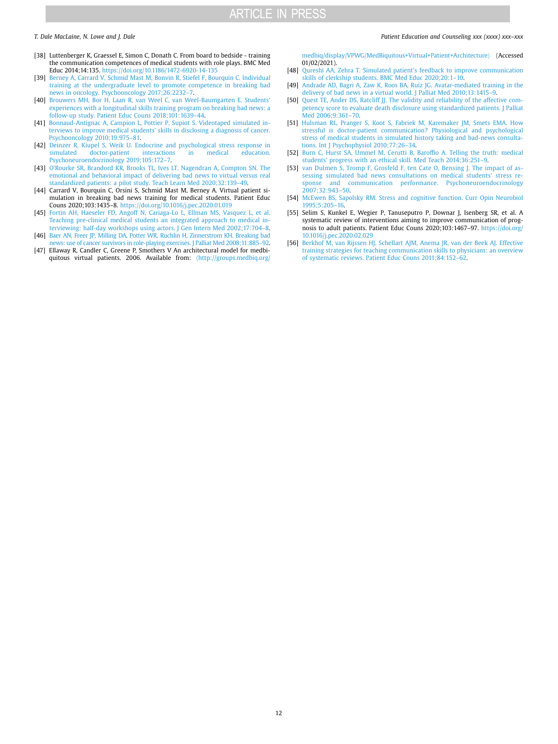[38] Luttenberger K, Graessel E, Simon C, Donath C. From board to bedside - training the communication competences of medical students with role plays. BMC Med Educ 2014;14:135. https://doi.org/10.1186/1472-6920-14-135

[39] Berney A, Carrard V, Schmid Mast M, Bonvin R, Stiefel F, Bourquin C. Individual training at the undergraduate level to promote competence in breaking bad news in oncology. Psychooncology 2017;26:2232–7.

[40] Brouwers MH, Bor H, Laan R, van Weel C, van Weel-Baumgarten E. Students' experiences with a longitudinal skills training program on breaking bad news: a follow-up study. Patient Educ Couns 2018;101:1639–44.

[41] Bonnaud-Antignac A, Campion L, Pottier P, Supiot S. Videotaped simulated interviews to improve medical students' skills in disclosing a diagnosis of cancer. Psychooncology 2010;19:975–81.

[42] Deinzer R, Kiupel S, Weik U. Endocrine and psychological stress response in simulated doctor-patient interactions in medical education. Psychoneuroendocrinology 2019;105:172–7.

[43] O'Rourke SR, Brandord KR, Brooks TL, Ives LT, Nagendran A, Compton SN. The emotional and behavioral impact of delivering bad news to virtual versus real standardized patients: a pilot study. Teach Learn Med 2020;32:139–49.

[44] Carrard V, Bourquin C, Orsini S, Schmid Mast M, Berney A. Virtual patient simulation in breaking bad news training for medical students. Patient Educ Couns 2020;103:1435–8. https://doi.org/10.1016/j.pec.2020.01.019

[45] Fortin AH, Haeseler FD, Angoff N, Cariaga-Lo L, Ellman MS, Vasquez L, et al. Teaching pre-clinical medical students an integrated approach to medical interviewing: half-day workshops using actors. J Gen Intern Med 2002;17:704–8.

[46] Baer AN, Freer JP, Milling DA, Potter WR, Ruchlin H, Zinnerstrom KH. Breaking bad news: use of cancer survivors in role-playing exercises. J Palliat Med 2008;11:885–92.

[47] Ellaway R, Candler C, Greene P, Smothers V An architectural model for medbiquitous virtual patients. 2006. Available from: 〈http://groups.medbiq.org/medbiq/display/VPWG/MedBiquitous+Virtual+Patient+Architecture〉 (Accessed 01/02/2021).

[48] Qureshi AA, Zehra T. Simulated patient's feedback to improve communication skills of clerkship students. BMC Med Educ 2020;20:1–10.

[49] Andrade AD, Bagri A, Zaw K, Roos BA, Ruiz JG. Avatar-mediated training in the delivery of bad news in a virtual world. J Palliat Med 2010;13:1415–9.

[50] Quest TE, Ander DS, Ratcliff JJ. The validity and reliability of the affective competency score to evaluate death disclosure using standardized patients. J Palliat Med 2006;9:361–70.

[51] Hulsman RL, Pranger S, Koot S, Fabriek M, Karemaker JM, Smets EMA. How stressful is doctor-patient communication? Physiological and psychological stress of medical students in simulated history taking and bad-news consultations. Int J Psychophysiol 2010;77:26–34.

[52] Burn C, Hurst SA, Ummel M, Cerutti B, Baroffio A. Telling the truth: medical students' progress with an ethical skill. Med Teach 2014;36:251–9.

[53] van Dulmen S, Tromp F, Grosfeld F, ten Cate O, Bensing J. The impact of assessing simulated bad news consultations on medical students' stress response and communication performance. Psychoneuroendocrinology 2007;32:943–50.

[54] McEwen BS, Sapolsky RM. Stress and cognitive function. Curr Opin Neurobiol 1995;5:205–16.

[55] Selim S, Kunkel E, Wegier P, Tanuseputro P, Downar J, Isenberg SR, et al. A systematic review of interventions aiming to improve communication of prognosis to adult patients. Patient Educ Couns 2020;103:1467–97. https://doi.org/10.1016/j.pec.2020.02.029

[56] Berkhof M, van Rijssen HJ, Schellart AJM, Anema JR, van der Beek AJ. Effective training strategies for teaching communication skills to physicians: an overview of systematic reviews. Patient Educ Couns 2011;84:152–62.